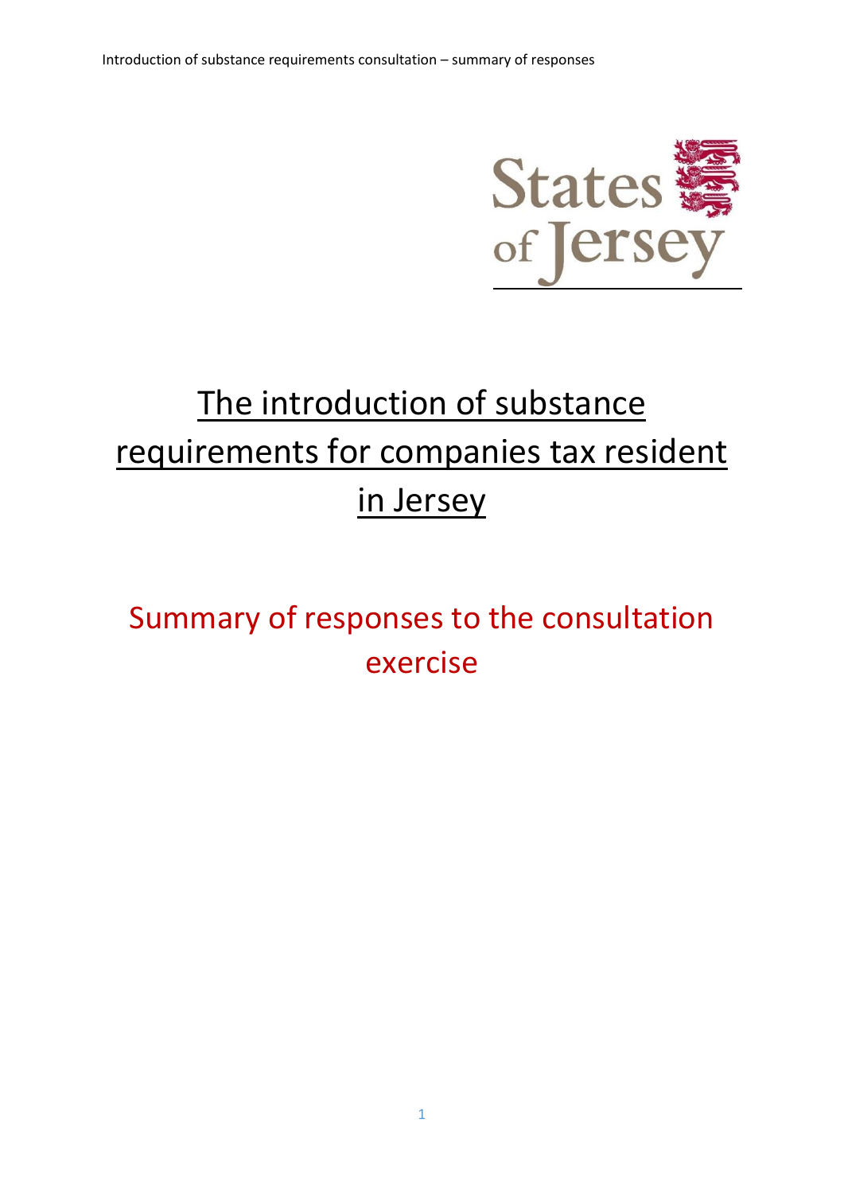# The introduction of substance requirements for companies tax resident in Jersey

## Summary of responses to the consultation exercise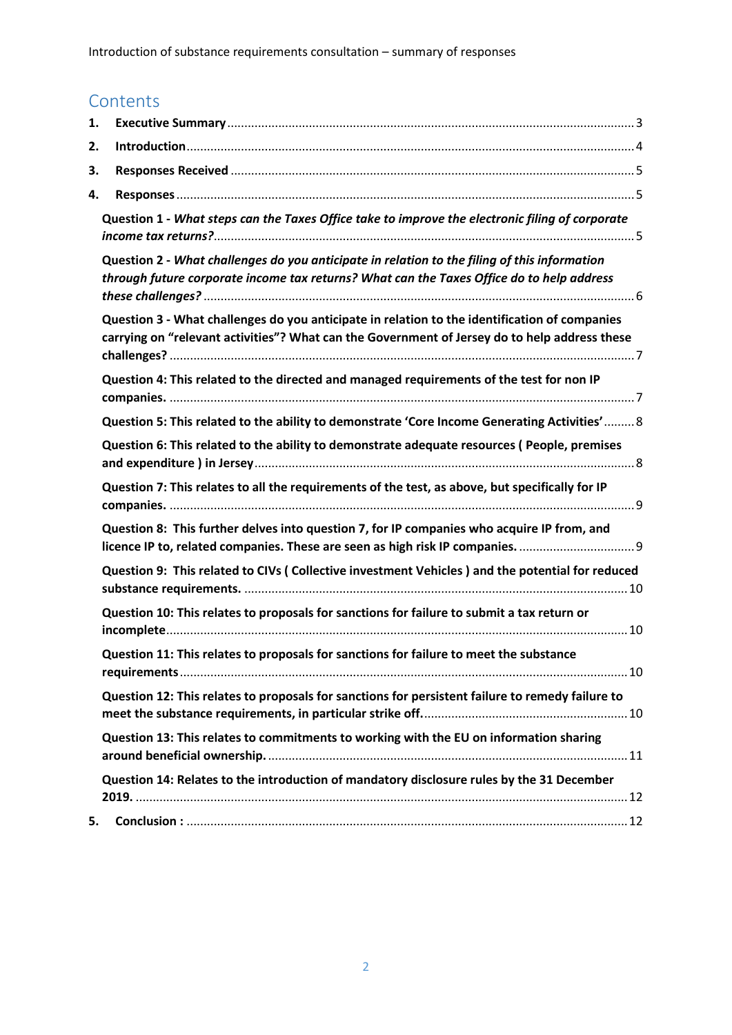## Contents

1. **Executive Summary** ... 3
2. **Introduction** ... 4
3. **Responses Received** ... 5
4. **Responses** ... 5
   - **Question 1 -** ***What steps can the Taxes Office take to improve the electronic filing of corporate income tax returns?*** ... 5
   - **Question 2 -** ***What challenges do you anticipate in relation to the filing of this information through future corporate income tax returns? What can the Taxes Office do to help address these challenges?*** ... 6
   - **Question 3 - What challenges do you anticipate in relation to the identification of companies carrying on "relevant activities"? What can the Government of Jersey do to help address these challenges?** ... 7
   - **Question 4: This related to the directed and managed requirements of the test for non IP companies.** ... 7
   - **Question 5: This related to the ability to demonstrate 'Core Income Generating Activities'** ... 8
   - **Question 6: This related to the ability to demonstrate adequate resources ( People, premises and expenditure ) in Jersey** ... 8
   - **Question 7: This relates to all the requirements of the test, as above, but specifically for IP companies.** ... 9
   - **Question 8: This further delves into question 7, for IP companies who acquire IP from, and licence IP to, related companies. These are seen as high risk IP companies.** ... 9
   - **Question 9: This related to CIVs ( Collective investment Vehicles ) and the potential for reduced substance requirements.** ... 10
   - **Question 10: This relates to proposals for sanctions for failure to submit a tax return or incomplete** ... 10
   - **Question 11: This relates to proposals for sanctions for failure to meet the substance requirements** ... 10
   - **Question 12: This relates to proposals for sanctions for persistent failure to remedy failure to meet the substance requirements, in particular strike off.** ... 10
   - **Question 13: This relates to commitments to working with the EU on information sharing around beneficial ownership.** ... 11
   - **Question 14: Relates to the introduction of mandatory disclosure rules by the 31 December 2019.** ... 12
5. **Conclusion :** ... 12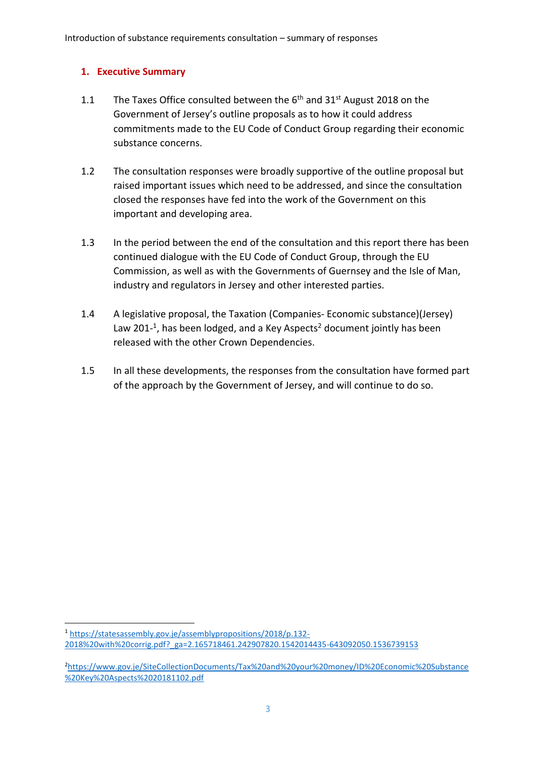## 1. Executive Summary

1.1 The Taxes Office consulted between the 6th and 31st August 2018 on the Government of Jersey's outline proposals as to how it could address commitments made to the EU Code of Conduct Group regarding their economic substance concerns.

1.2 The consultation responses were broadly supportive of the outline proposal but raised important issues which need to be addressed, and since the consultation closed the responses have fed into the work of the Government on this important and developing area.

1.3 In the period between the end of the consultation and this report there has been continued dialogue with the EU Code of Conduct Group, through the EU Commission, as well as with the Governments of Guernsey and the Isle of Man, industry and regulators in Jersey and other interested parties.

1.4 A legislative proposal, the Taxation (Companies- Economic substance)(Jersey) Law 201-[1], has been lodged, and a Key Aspects[2] document jointly has been released with the other Crown Dependencies.

1.5 In all these developments, the responses from the consultation have formed part of the approach by the Government of Jersey, and will continue to do so.

---

[1] https://statesassembly.gov.je/assemblypropositions/2018/p.132-2018%20with%20corrig.pdf?_ga=2.165718461.242907820.1542014435-643092050.1536739153

[2] https://www.gov.je/SiteCollectionDocuments/Tax%20and%20your%20money/ID%20Economic%20Substance%20Key%20Aspects%2020181102.pdf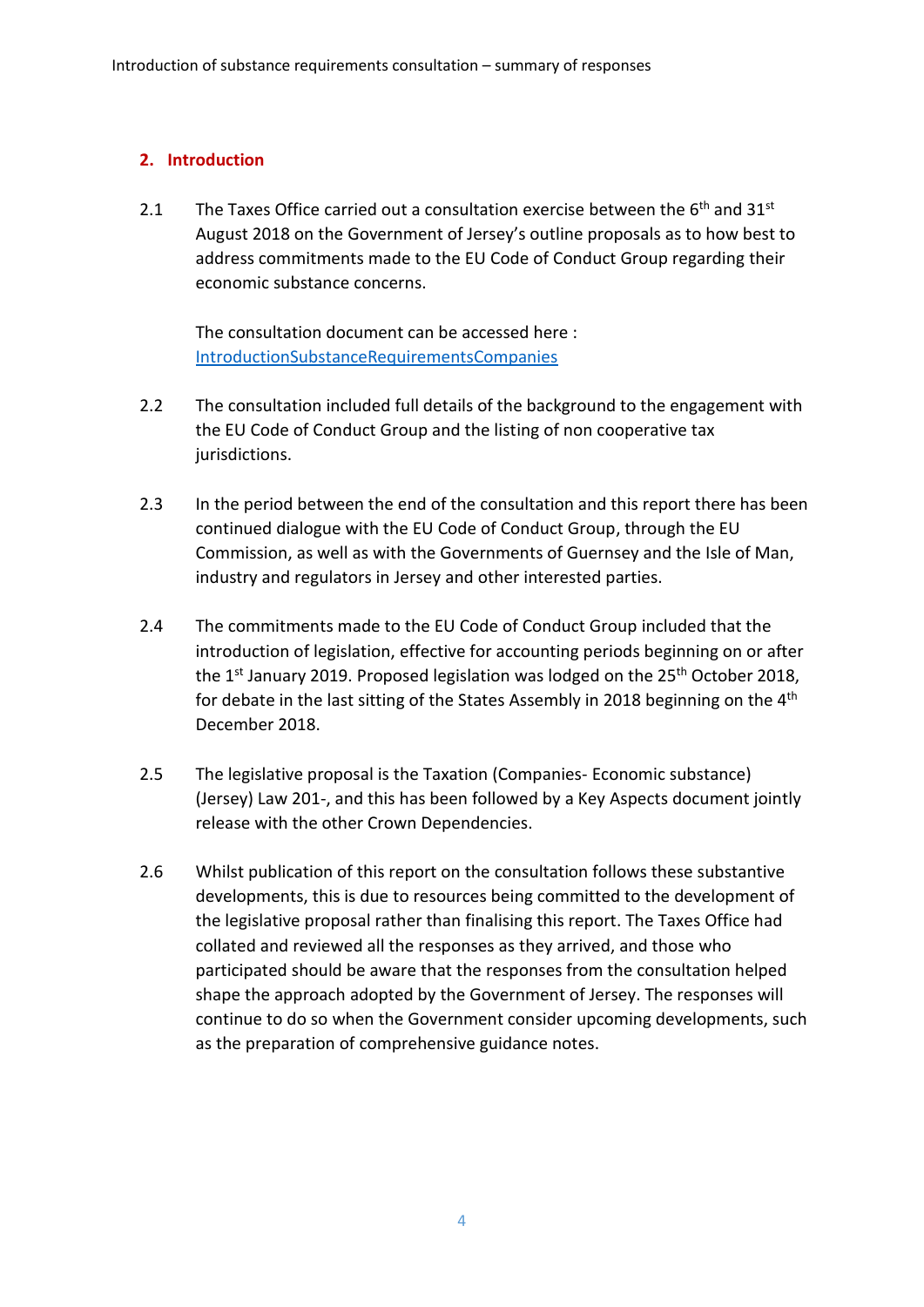## 2. Introduction

2.1 The Taxes Office carried out a consultation exercise between the 6th and 31st August 2018 on the Government of Jersey's outline proposals as to how best to address commitments made to the EU Code of Conduct Group regarding their economic substance concerns.

The consultation document can be accessed here : IntroductionSubstanceRequirementsCompanies

2.2 The consultation included full details of the background to the engagement with the EU Code of Conduct Group and the listing of non cooperative tax jurisdictions.

2.3 In the period between the end of the consultation and this report there has been continued dialogue with the EU Code of Conduct Group, through the EU Commission, as well as with the Governments of Guernsey and the Isle of Man, industry and regulators in Jersey and other interested parties.

2.4 The commitments made to the EU Code of Conduct Group included that the introduction of legislation, effective for accounting periods beginning on or after the 1st January 2019. Proposed legislation was lodged on the 25th October 2018, for debate in the last sitting of the States Assembly in 2018 beginning on the 4th December 2018.

2.5 The legislative proposal is the Taxation (Companies- Economic substance) (Jersey) Law 201-, and this has been followed by a Key Aspects document jointly release with the other Crown Dependencies.

2.6 Whilst publication of this report on the consultation follows these substantive developments, this is due to resources being committed to the development of the legislative proposal rather than finalising this report. The Taxes Office had collated and reviewed all the responses as they arrived, and those who participated should be aware that the responses from the consultation helped shape the approach adopted by the Government of Jersey. The responses will continue to do so when the Government consider upcoming developments, such as the preparation of comprehensive guidance notes.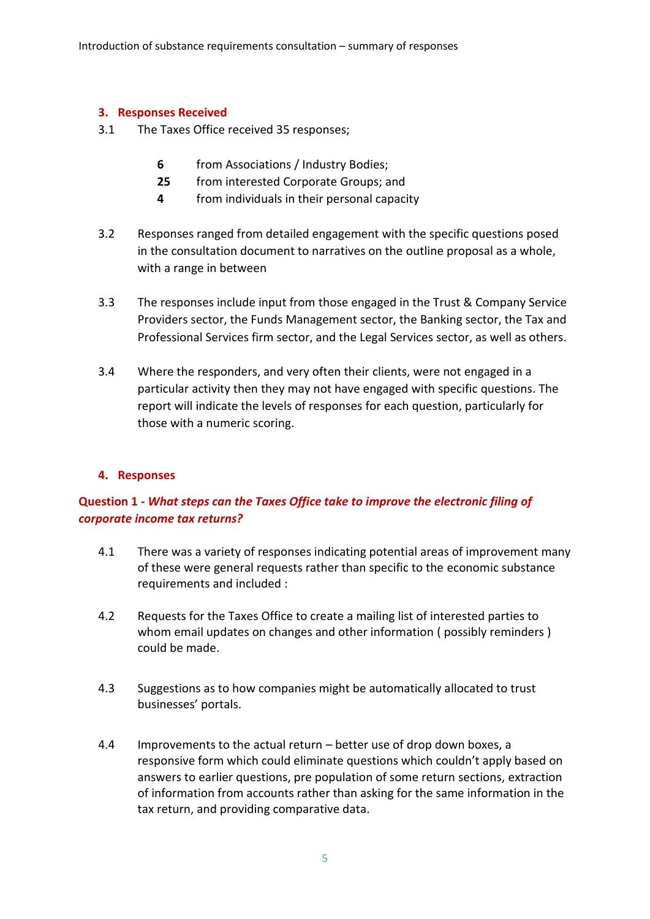## 3. Responses Received

3.1 The Taxes Office received 35 responses;

**6** from Associations / Industry Bodies;
**25** from interested Corporate Groups; and
**4** from individuals in their personal capacity

3.2 Responses ranged from detailed engagement with the specific questions posed in the consultation document to narratives on the outline proposal as a whole, with a range in between

3.3 The responses include input from those engaged in the Trust & Company Service Providers sector, the Funds Management sector, the Banking sector, the Tax and Professional Services firm sector, and the Legal Services sector, as well as others.

3.4 Where the responders, and very often their clients, were not engaged in a particular activity then they may not have engaged with specific questions. The report will indicate the levels of responses for each question, particularly for those with a numeric scoring.

## 4. Responses

### Question 1 - *What steps can the Taxes Office take to improve the electronic filing of corporate income tax returns?*

4.1 There was a variety of responses indicating potential areas of improvement many of these were general requests rather than specific to the economic substance requirements and included :

4.2 Requests for the Taxes Office to create a mailing list of interested parties to whom email updates on changes and other information ( possibly reminders ) could be made.

4.3 Suggestions as to how companies might be automatically allocated to trust businesses' portals.

4.4 Improvements to the actual return – better use of drop down boxes, a responsive form which could eliminate questions which couldn't apply based on answers to earlier questions, pre population of some return sections, extraction of information from accounts rather than asking for the same information in the tax return, and providing comparative data.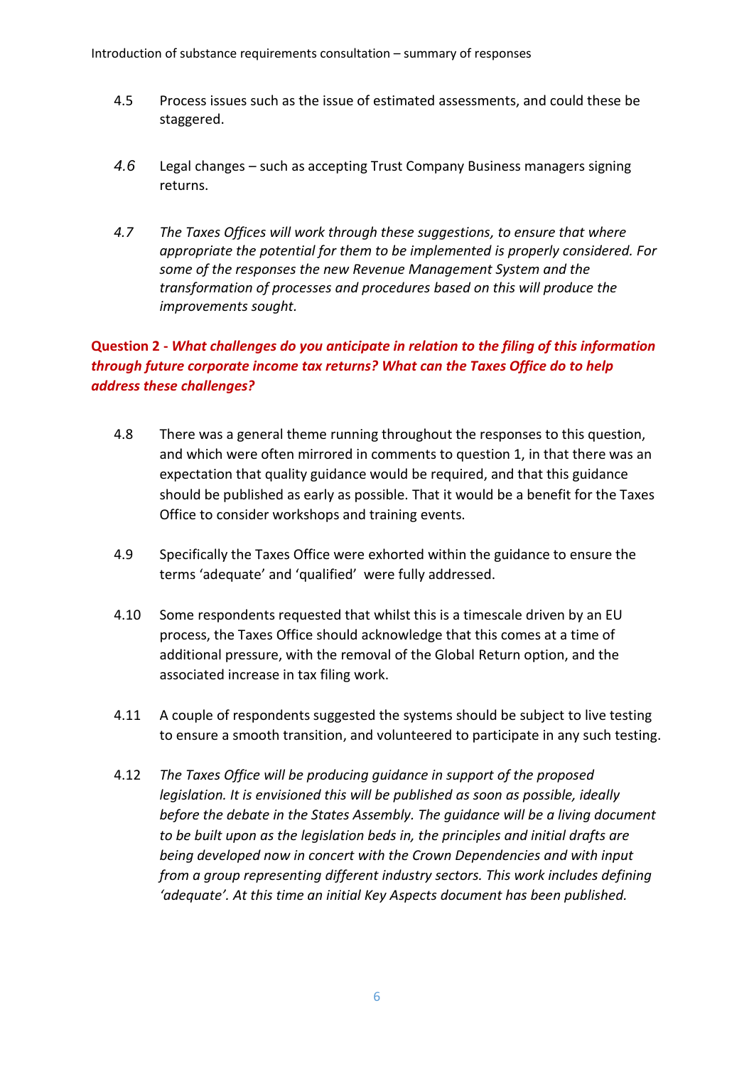4.5 Process issues such as the issue of estimated assessments, and could these be staggered.

*4.6* Legal changes – such as accepting Trust Company Business managers signing returns.

*4.7 The Taxes Offices will work through these suggestions, to ensure that where appropriate the potential for them to be implemented is properly considered. For some of the responses the new Revenue Management System and the transformation of processes and procedures based on this will produce the improvements sought.*

**Question 2 - *What challenges do you anticipate in relation to the filing of this information through future corporate income tax returns? What can the Taxes Office do to help address these challenges?***

4.8 There was a general theme running throughout the responses to this question, and which were often mirrored in comments to question 1, in that there was an expectation that quality guidance would be required, and that this guidance should be published as early as possible. That it would be a benefit for the Taxes Office to consider workshops and training events.

4.9 Specifically the Taxes Office were exhorted within the guidance to ensure the terms 'adequate' and 'qualified' were fully addressed.

4.10 Some respondents requested that whilst this is a timescale driven by an EU process, the Taxes Office should acknowledge that this comes at a time of additional pressure, with the removal of the Global Return option, and the associated increase in tax filing work.

4.11 A couple of respondents suggested the systems should be subject to live testing to ensure a smooth transition, and volunteered to participate in any such testing.

4.12 *The Taxes Office will be producing guidance in support of the proposed legislation. It is envisioned this will be published as soon as possible, ideally before the debate in the States Assembly. The guidance will be a living document to be built upon as the legislation beds in, the principles and initial drafts are being developed now in concert with the Crown Dependencies and with input from a group representing different industry sectors. This work includes defining 'adequate'. At this time an initial Key Aspects document has been published.*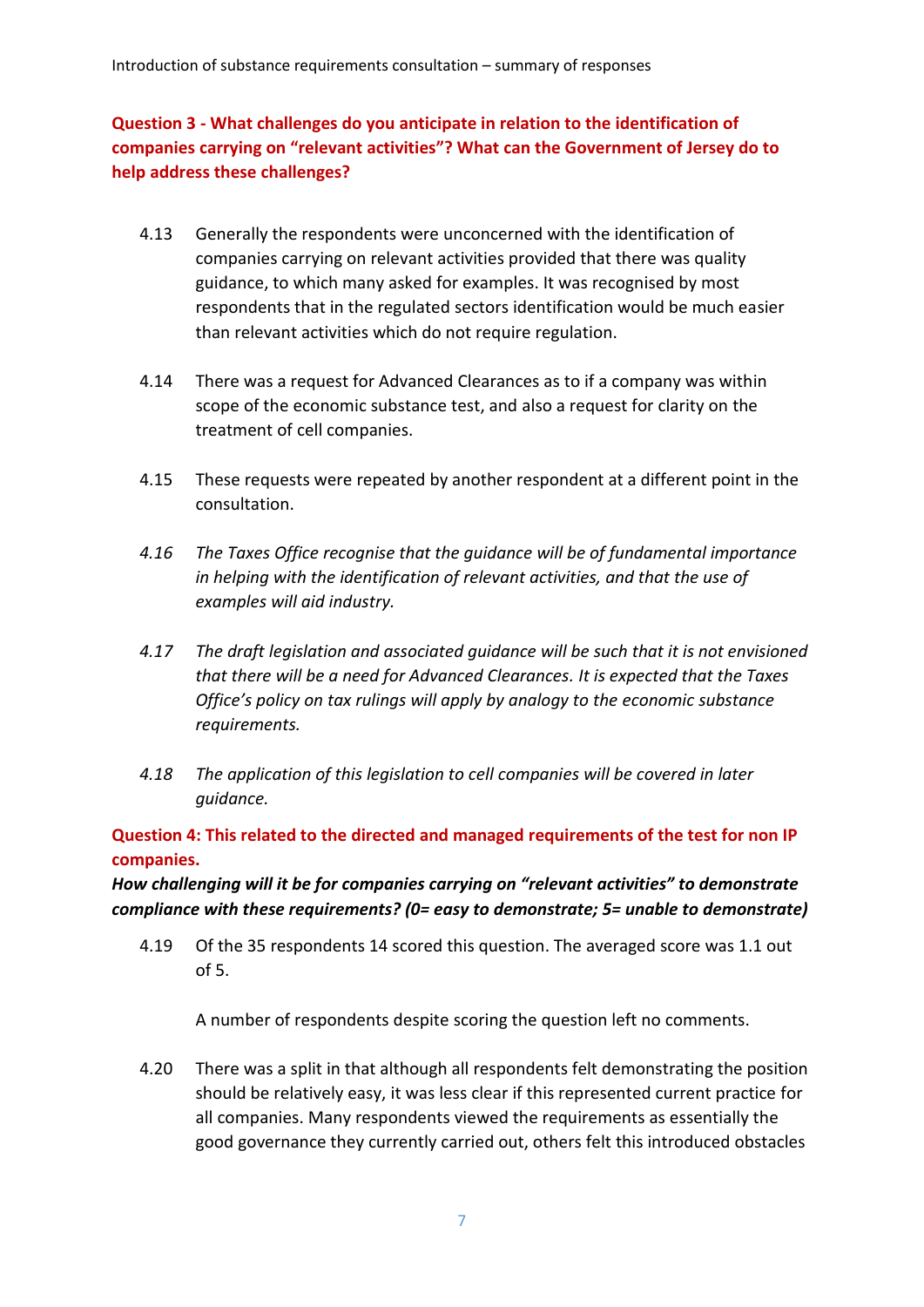**Question 3 - What challenges do you anticipate in relation to the identification of companies carrying on "relevant activities"? What can the Government of Jersey do to help address these challenges?**

4.13 Generally the respondents were unconcerned with the identification of companies carrying on relevant activities provided that there was quality guidance, to which many asked for examples. It was recognised by most respondents that in the regulated sectors identification would be much easier than relevant activities which do not require regulation.

4.14 There was a request for Advanced Clearances as to if a company was within scope of the economic substance test, and also a request for clarity on the treatment of cell companies.

4.15 These requests were repeated by another respondent at a different point in the consultation.

*4.16 The Taxes Office recognise that the guidance will be of fundamental importance in helping with the identification of relevant activities, and that the use of examples will aid industry.*

*4.17 The draft legislation and associated guidance will be such that it is not envisioned that there will be a need for Advanced Clearances. It is expected that the Taxes Office's policy on tax rulings will apply by analogy to the economic substance requirements.*

*4.18 The application of this legislation to cell companies will be covered in later guidance.*

**Question 4: This related to the directed and managed requirements of the test for non IP companies.**

***How challenging will it be for companies carrying on "relevant activities" to demonstrate compliance with these requirements? (0= easy to demonstrate; 5= unable to demonstrate)***

4.19 Of the 35 respondents 14 scored this question. The averaged score was 1.1 out of 5.

A number of respondents despite scoring the question left no comments.

4.20 There was a split in that although all respondents felt demonstrating the position should be relatively easy, it was less clear if this represented current practice for all companies. Many respondents viewed the requirements as essentially the good governance they currently carried out, others felt this introduced obstacles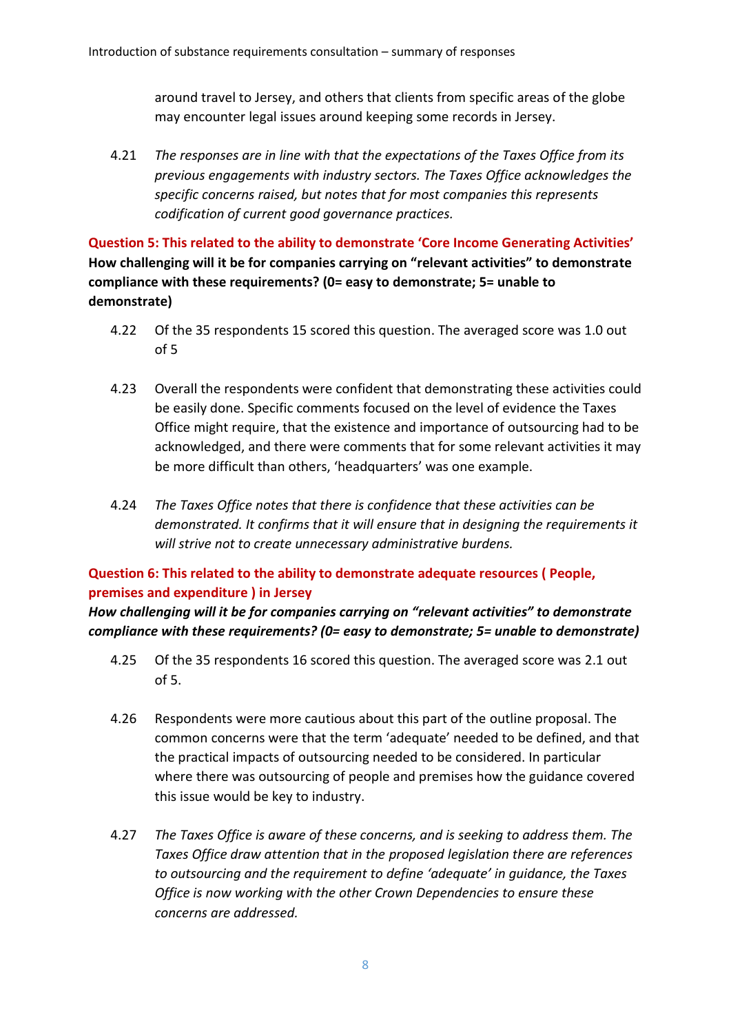around travel to Jersey, and others that clients from specific areas of the globe may encounter legal issues around keeping some records in Jersey.

4.21 *The responses are in line with that the expectations of the Taxes Office from its previous engagements with industry sectors. The Taxes Office acknowledges the specific concerns raised, but notes that for most companies this represents codification of current good governance practices.*

**Question 5: This related to the ability to demonstrate 'Core Income Generating Activities'**
**How challenging will it be for companies carrying on "relevant activities" to demonstrate compliance with these requirements? (0= easy to demonstrate; 5= unable to demonstrate)**

4.22 Of the 35 respondents 15 scored this question. The averaged score was 1.0 out of 5

4.23 Overall the respondents were confident that demonstrating these activities could be easily done. Specific comments focused on the level of evidence the Taxes Office might require, that the existence and importance of outsourcing had to be acknowledged, and there were comments that for some relevant activities it may be more difficult than others, 'headquarters' was one example.

4.24 *The Taxes Office notes that there is confidence that these activities can be demonstrated. It confirms that it will ensure that in designing the requirements it will strive not to create unnecessary administrative burdens.*

**Question 6: This related to the ability to demonstrate adequate resources ( People, premises and expenditure ) in Jersey**
***How challenging will it be for companies carrying on "relevant activities" to demonstrate compliance with these requirements? (0= easy to demonstrate; 5= unable to demonstrate)***

4.25 Of the 35 respondents 16 scored this question. The averaged score was 2.1 out of 5.

4.26 Respondents were more cautious about this part of the outline proposal. The common concerns were that the term 'adequate' needed to be defined, and that the practical impacts of outsourcing needed to be considered. In particular where there was outsourcing of people and premises how the guidance covered this issue would be key to industry.

4.27 *The Taxes Office is aware of these concerns, and is seeking to address them. The Taxes Office draw attention that in the proposed legislation there are references to outsourcing and the requirement to define 'adequate' in guidance, the Taxes Office is now working with the other Crown Dependencies to ensure these concerns are addressed.*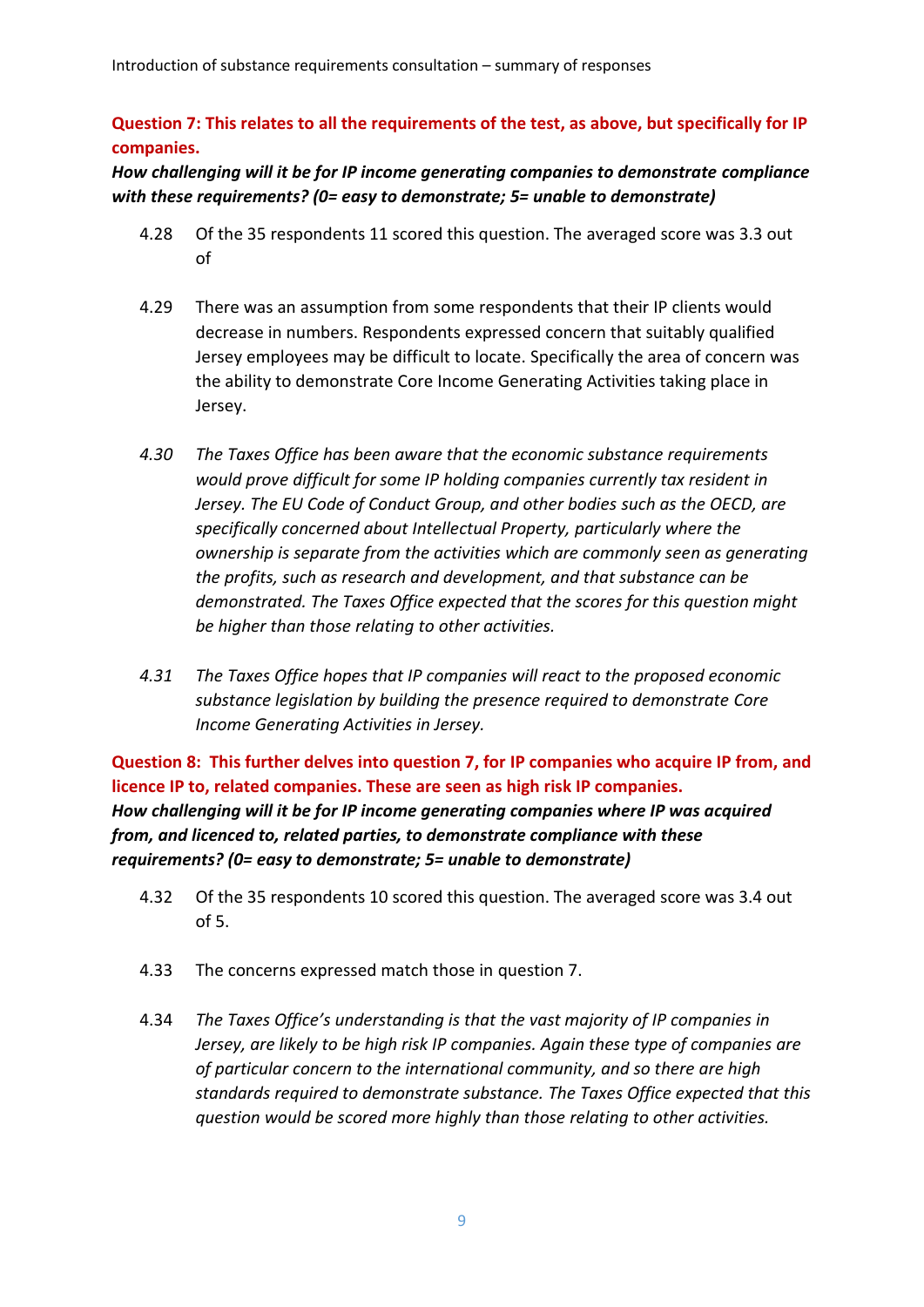**Question 7: This relates to all the requirements of the test, as above, but specifically for IP companies.**

***How challenging will it be for IP income generating companies to demonstrate compliance with these requirements? (0= easy to demonstrate; 5= unable to demonstrate)***

4.28 Of the 35 respondents 11 scored this question. The averaged score was 3.3 out of

4.29 There was an assumption from some respondents that their IP clients would decrease in numbers. Respondents expressed concern that suitably qualified Jersey employees may be difficult to locate. Specifically the area of concern was the ability to demonstrate Core Income Generating Activities taking place in Jersey.

*4.30 The Taxes Office has been aware that the economic substance requirements would prove difficult for some IP holding companies currently tax resident in Jersey. The EU Code of Conduct Group, and other bodies such as the OECD, are specifically concerned about Intellectual Property, particularly where the ownership is separate from the activities which are commonly seen as generating the profits, such as research and development, and that substance can be demonstrated. The Taxes Office expected that the scores for this question might be higher than those relating to other activities.*

*4.31 The Taxes Office hopes that IP companies will react to the proposed economic substance legislation by building the presence required to demonstrate Core Income Generating Activities in Jersey.*

**Question 8: This further delves into question 7, for IP companies who acquire IP from, and licence IP to, related companies. These are seen as high risk IP companies.**

***How challenging will it be for IP income generating companies where IP was acquired from, and licenced to, related parties, to demonstrate compliance with these requirements? (0= easy to demonstrate; 5= unable to demonstrate)***

4.32 Of the 35 respondents 10 scored this question. The averaged score was 3.4 out of 5.

4.33 The concerns expressed match those in question 7.

4.34 *The Taxes Office's understanding is that the vast majority of IP companies in Jersey, are likely to be high risk IP companies. Again these type of companies are of particular concern to the international community, and so there are high standards required to demonstrate substance. The Taxes Office expected that this question would be scored more highly than those relating to other activities.*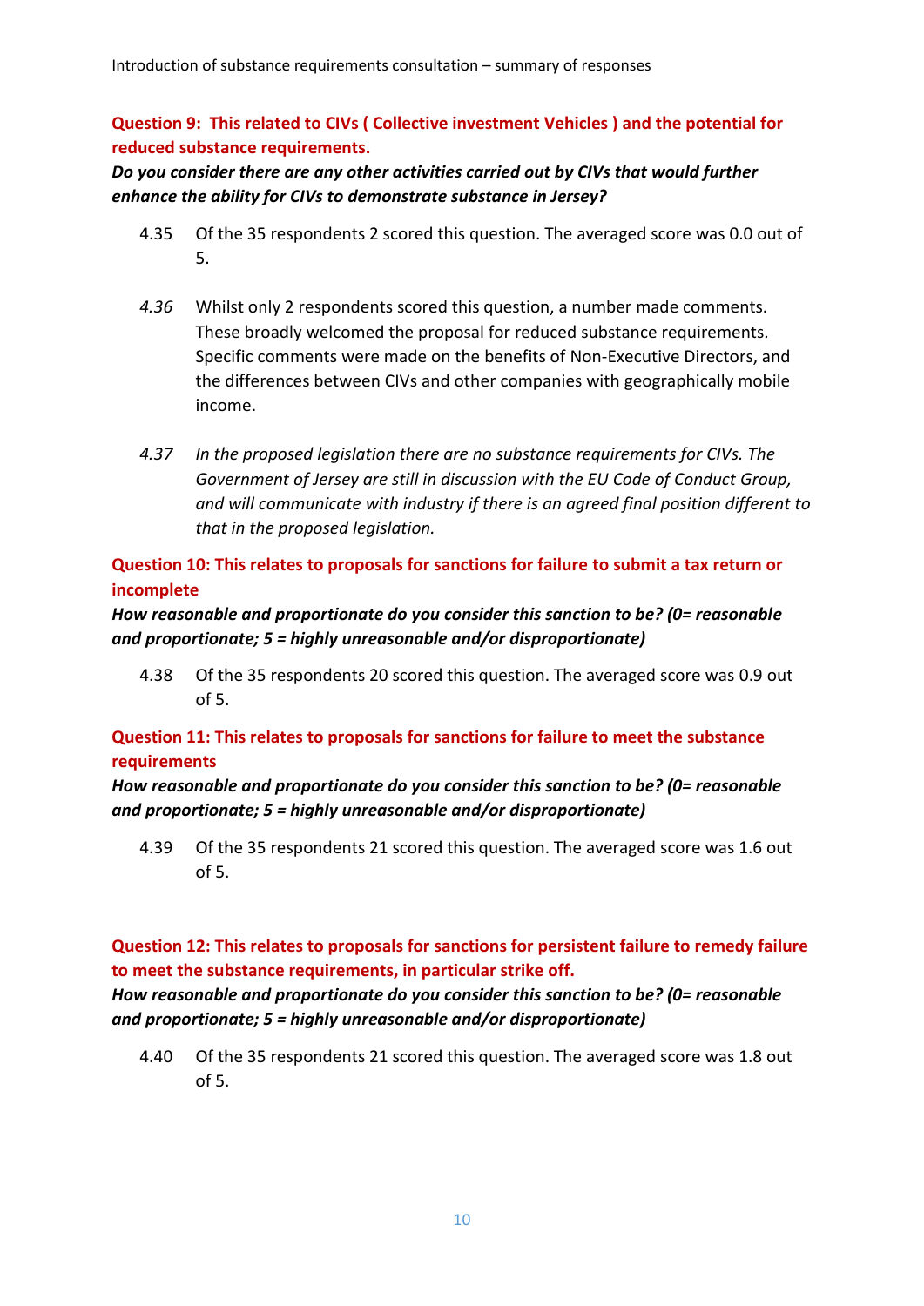**Question 9: This related to CIVs ( Collective investment Vehicles ) and the potential for reduced substance requirements.**

***Do you consider there are any other activities carried out by CIVs that would further enhance the ability for CIVs to demonstrate substance in Jersey?***

4.35 Of the 35 respondents 2 scored this question. The averaged score was 0.0 out of 5.

*4.36* Whilst only 2 respondents scored this question, a number made comments. These broadly welcomed the proposal for reduced substance requirements. Specific comments were made on the benefits of Non-Executive Directors, and the differences between CIVs and other companies with geographically mobile income.

*4.37 In the proposed legislation there are no substance requirements for CIVs. The Government of Jersey are still in discussion with the EU Code of Conduct Group, and will communicate with industry if there is an agreed final position different to that in the proposed legislation.*

**Question 10: This relates to proposals for sanctions for failure to submit a tax return or incomplete**

***How reasonable and proportionate do you consider this sanction to be? (0= reasonable and proportionate; 5 = highly unreasonable and/or disproportionate)***

4.38 Of the 35 respondents 20 scored this question. The averaged score was 0.9 out of 5.

**Question 11: This relates to proposals for sanctions for failure to meet the substance requirements**

***How reasonable and proportionate do you consider this sanction to be? (0= reasonable and proportionate; 5 = highly unreasonable and/or disproportionate)***

4.39 Of the 35 respondents 21 scored this question. The averaged score was 1.6 out of 5.

**Question 12: This relates to proposals for sanctions for persistent failure to remedy failure to meet the substance requirements, in particular strike off.**

***How reasonable and proportionate do you consider this sanction to be? (0= reasonable and proportionate; 5 = highly unreasonable and/or disproportionate)***

4.40 Of the 35 respondents 21 scored this question. The averaged score was 1.8 out of 5.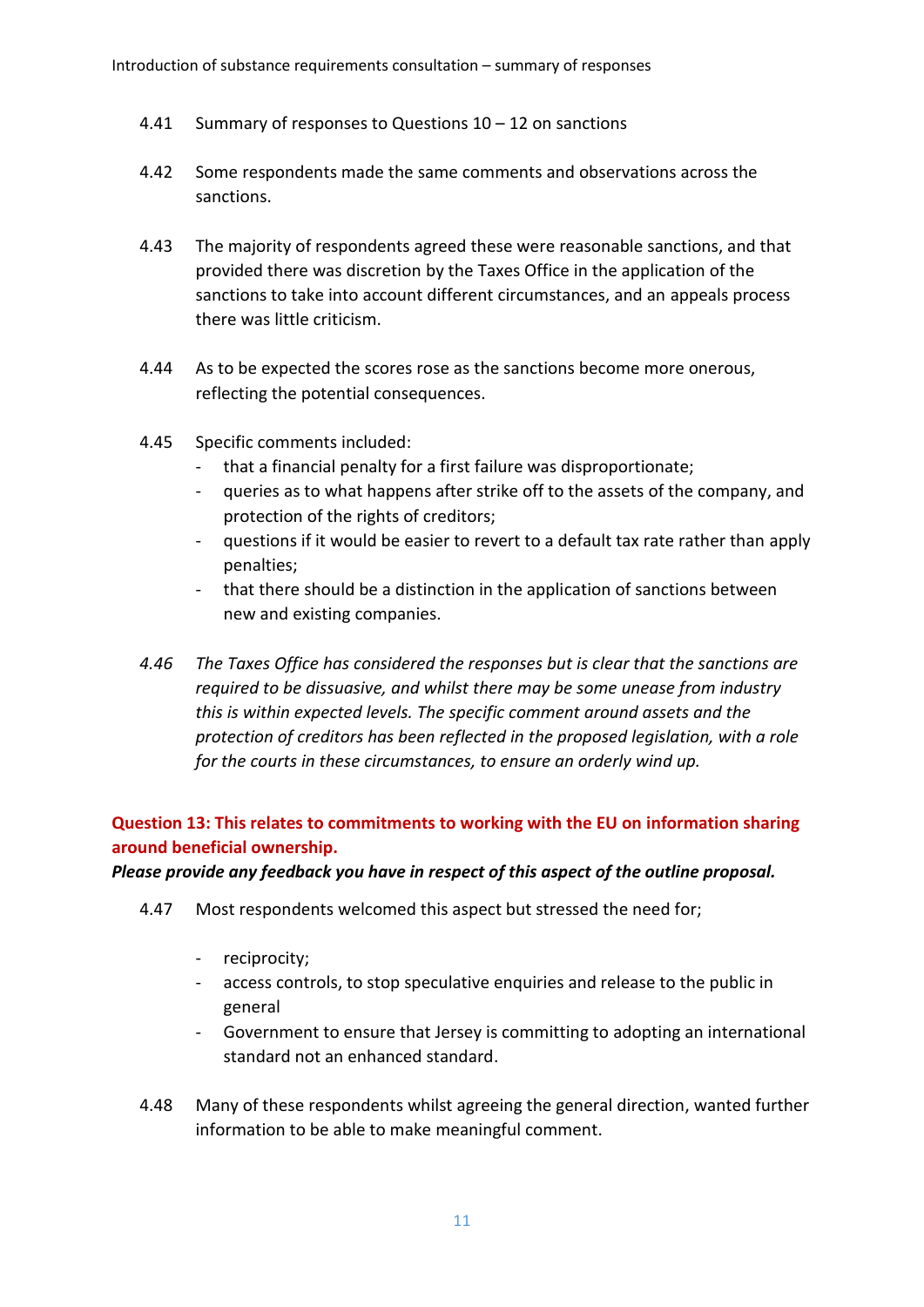4.41 Summary of responses to Questions 10 – 12 on sanctions

4.42 Some respondents made the same comments and observations across the sanctions.

4.43 The majority of respondents agreed these were reasonable sanctions, and that provided there was discretion by the Taxes Office in the application of the sanctions to take into account different circumstances, and an appeals process there was little criticism.

4.44 As to be expected the scores rose as the sanctions become more onerous, reflecting the potential consequences.

4.45 Specific comments included:

- that a financial penalty for a first failure was disproportionate;
- queries as to what happens after strike off to the assets of the company, and protection of the rights of creditors;
- questions if it would be easier to revert to a default tax rate rather than apply penalties;
- that there should be a distinction in the application of sanctions between new and existing companies.

*4.46 The Taxes Office has considered the responses but is clear that the sanctions are required to be dissuasive, and whilst there may be some unease from industry this is within expected levels. The specific comment around assets and the protection of creditors has been reflected in the proposed legislation, with a role for the courts in these circumstances, to ensure an orderly wind up.*

**Question 13: This relates to commitments to working with the EU on information sharing around beneficial ownership.**

***Please provide any feedback you have in respect of this aspect of the outline proposal.***

4.47 Most respondents welcomed this aspect but stressed the need for;

- reciprocity;
- access controls, to stop speculative enquiries and release to the public in general
- Government to ensure that Jersey is committing to adopting an international standard not an enhanced standard.

4.48 Many of these respondents whilst agreeing the general direction, wanted further information to be able to make meaningful comment.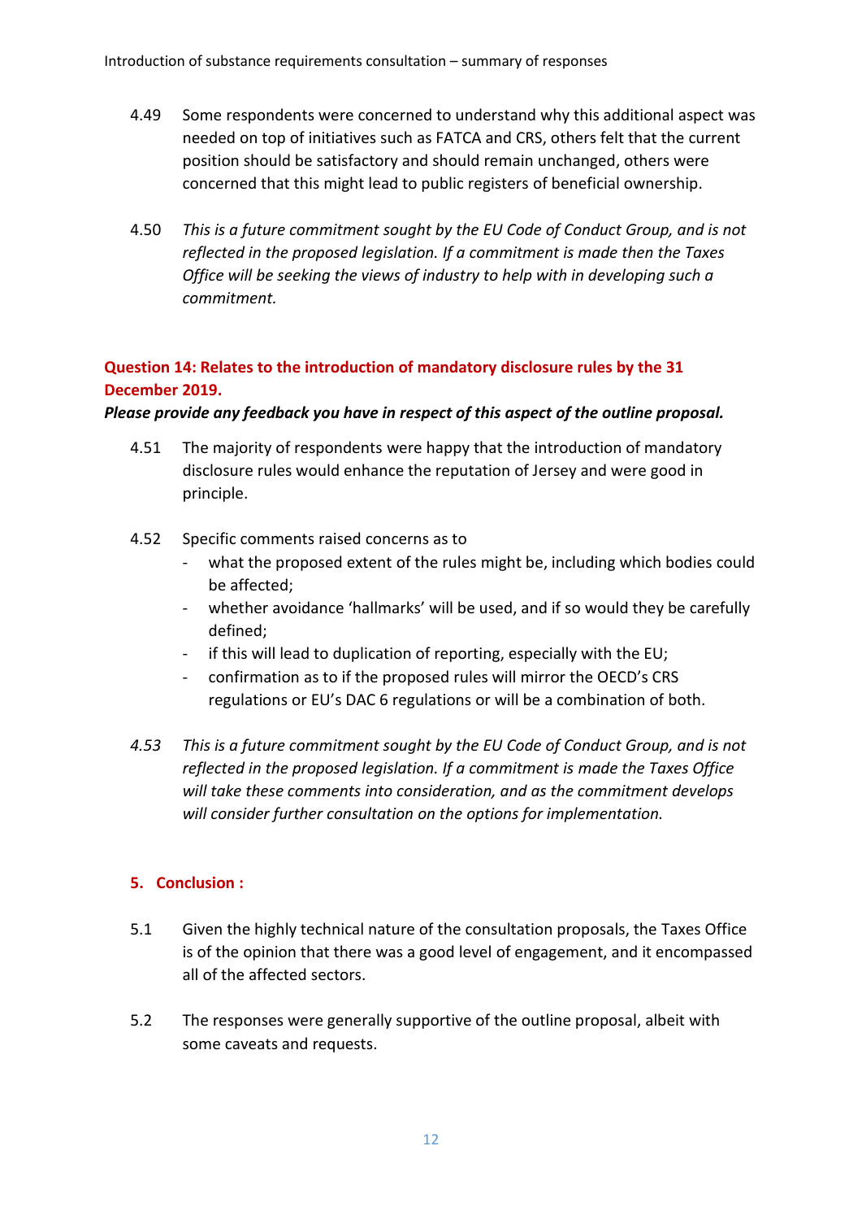4.49 Some respondents were concerned to understand why this additional aspect was needed on top of initiatives such as FATCA and CRS, others felt that the current position should be satisfactory and should remain unchanged, others were concerned that this might lead to public registers of beneficial ownership.

4.50 *This is a future commitment sought by the EU Code of Conduct Group, and is not reflected in the proposed legislation. If a commitment is made then the Taxes Office will be seeking the views of industry to help with in developing such a commitment.*

**Question 14: Relates to the introduction of mandatory disclosure rules by the 31 December 2019.**

***Please provide any feedback you have in respect of this aspect of the outline proposal.***

4.51 The majority of respondents were happy that the introduction of mandatory disclosure rules would enhance the reputation of Jersey and were good in principle.

4.52 Specific comments raised concerns as to

- what the proposed extent of the rules might be, including which bodies could be affected;
- whether avoidance 'hallmarks' will be used, and if so would they be carefully defined;
- if this will lead to duplication of reporting, especially with the EU;
- confirmation as to if the proposed rules will mirror the OECD's CRS regulations or EU's DAC 6 regulations or will be a combination of both.

*4.53 This is a future commitment sought by the EU Code of Conduct Group, and is not reflected in the proposed legislation. If a commitment is made the Taxes Office will take these comments into consideration, and as the commitment develops will consider further consultation on the options for implementation.*

## 5. Conclusion :

5.1 Given the highly technical nature of the consultation proposals, the Taxes Office is of the opinion that there was a good level of engagement, and it encompassed all of the affected sectors.

5.2 The responses were generally supportive of the outline proposal, albeit with some caveats and requests.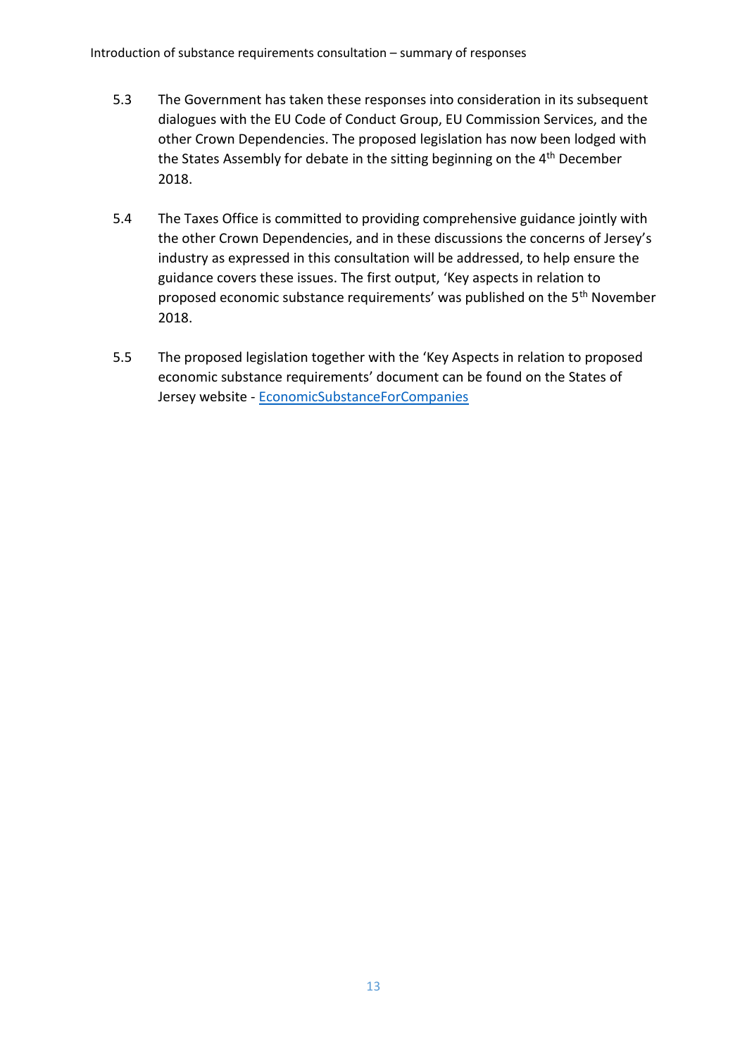5.3 The Government has taken these responses into consideration in its subsequent dialogues with the EU Code of Conduct Group, EU Commission Services, and the other Crown Dependencies. The proposed legislation has now been lodged with the States Assembly for debate in the sitting beginning on the 4th December 2018.

5.4 The Taxes Office is committed to providing comprehensive guidance jointly with the other Crown Dependencies, and in these discussions the concerns of Jersey's industry as expressed in this consultation will be addressed, to help ensure the guidance covers these issues. The first output, 'Key aspects in relation to proposed economic substance requirements' was published on the 5th November 2018.

5.5 The proposed legislation together with the 'Key Aspects in relation to proposed economic substance requirements' document can be found on the States of Jersey website - EconomicSubstanceForCompanies